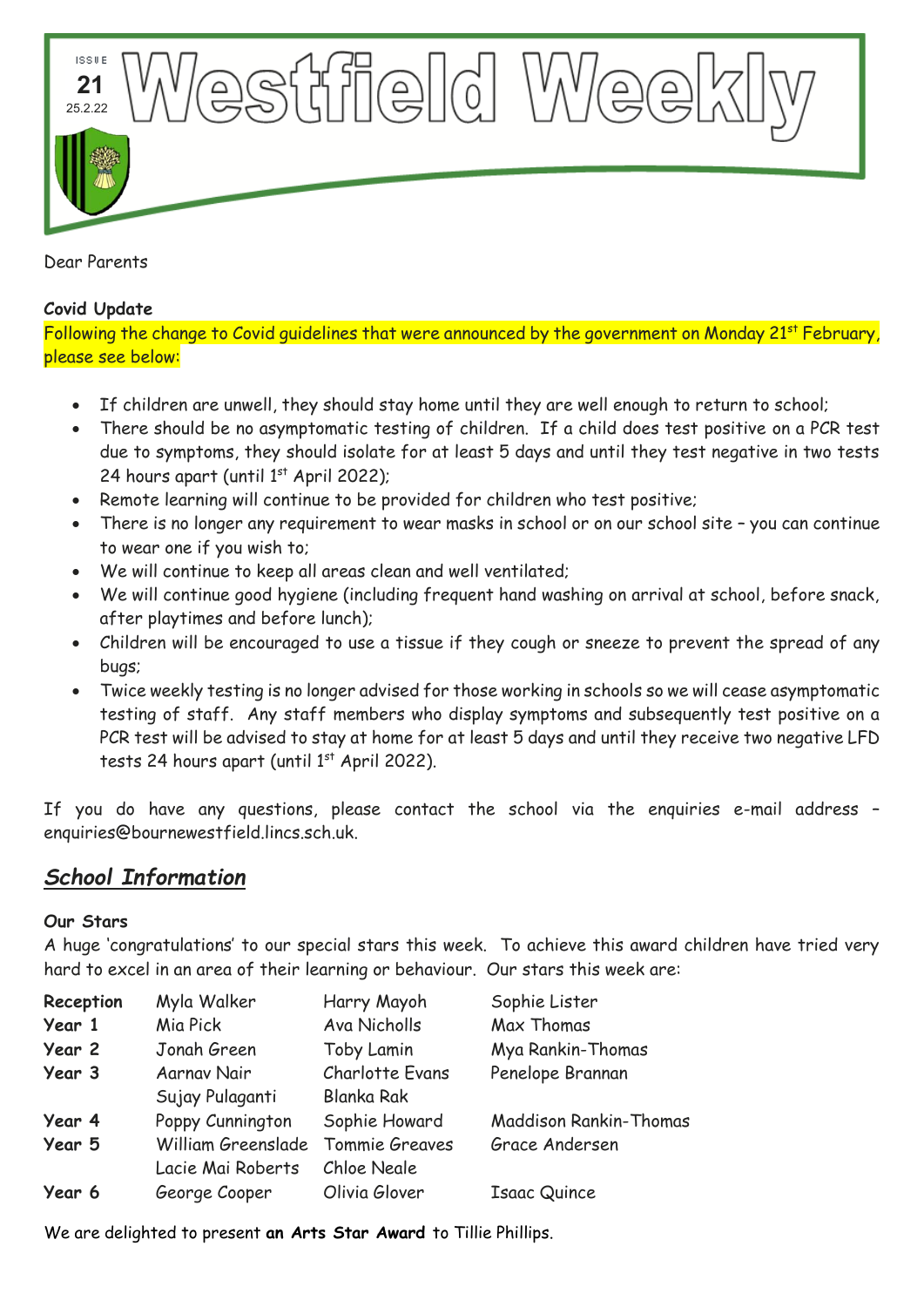ISSUE 21
25.2.22

# Westfield Weekly

Dear Parents

**Covid Update**

Following the change to Covid guidelines that were announced by the government on Monday 21st February, please see below:

- If children are unwell, they should stay home until they are well enough to return to school;
- There should be no asymptomatic testing of children. If a child does test positive on a PCR test due to symptoms, they should isolate for at least 5 days and until they test negative in two tests 24 hours apart (until 1st April 2022);
- Remote learning will continue to be provided for children who test positive;
- There is no longer any requirement to wear masks in school or on our school site – you can continue to wear one if you wish to;
- We will continue to keep all areas clean and well ventilated;
- We will continue good hygiene (including frequent hand washing on arrival at school, before snack, after playtimes and before lunch);
- Children will be encouraged to use a tissue if they cough or sneeze to prevent the spread of any bugs;
- Twice weekly testing is no longer advised for those working in schools so we will cease asymptomatic testing of staff. Any staff members who display symptoms and subsequently test positive on a PCR test will be advised to stay at home for at least 5 days and until they receive two negative LFD tests 24 hours apart (until 1st April 2022).

If you do have any questions, please contact the school via the enquiries e-mail address – enquiries@bournewestfield.lincs.sch.uk.

## ***School Information***

**Our Stars**

A huge 'congratulations' to our special stars this week. To achieve this award children have tried very hard to excel in an area of their learning or behaviour. Our stars this week are:

| | | | |
|---|---|---|---|
| **Reception** | Myla Walker | Harry Mayoh | Sophie Lister |
| **Year 1** | Mia Pick | Ava Nicholls | Max Thomas |
| **Year 2** | Jonah Green | Toby Lamin | Mya Rankin-Thomas |
| **Year 3** | Aarnav Nair | Charlotte Evans | Penelope Brannan |
| | Sujay Pulaganti | Blanka Rak | |
| **Year 4** | Poppy Cunnington | Sophie Howard | Maddison Rankin-Thomas |
| **Year 5** | William Greenslade | Tommie Greaves | Grace Andersen |
| | Lacie Mai Roberts | Chloe Neale | |
| **Year 6** | George Cooper | Olivia Glover | Isaac Quince |

We are delighted to present **an Arts Star Award** to Tillie Phillips.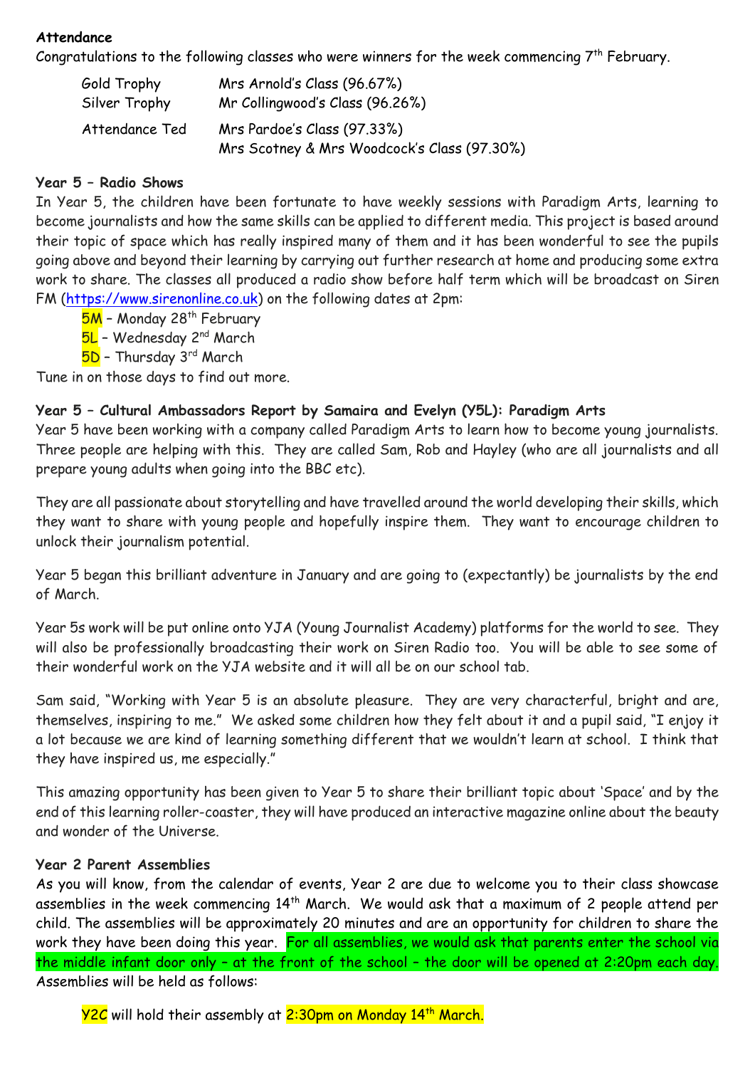**Attendance**

Congratulations to the following classes who were winners for the week commencing 7th February.

| | |
|---|---|
| Gold Trophy | Mrs Arnold's Class (96.67%) |
| Silver Trophy | Mr Collingwood's Class (96.26%) |
| Attendance Ted | Mrs Pardoe's Class (97.33%) |
| | Mrs Scotney & Mrs Woodcock's Class (97.30%) |

**Year 5 – Radio Shows**

In Year 5, the children have been fortunate to have weekly sessions with Paradigm Arts, learning to become journalists and how the same skills can be applied to different media. This project is based around their topic of space which has really inspired many of them and it has been wonderful to see the pupils going above and beyond their learning by carrying out further research at home and producing some extra work to share. The classes all produced a radio show before half term which will be broadcast on Siren FM (https://www.sirenonline.co.uk) on the following dates at 2pm:

- 5M – Monday 28th February
- 5L – Wednesday 2nd March
- 5D – Thursday 3rd March

Tune in on those days to find out more.

**Year 5 – Cultural Ambassadors Report by Samaira and Evelyn (Y5L): Paradigm Arts**

Year 5 have been working with a company called Paradigm Arts to learn how to become young journalists. Three people are helping with this. They are called Sam, Rob and Hayley (who are all journalists and all prepare young adults when going into the BBC etc).

They are all passionate about storytelling and have travelled around the world developing their skills, which they want to share with young people and hopefully inspire them. They want to encourage children to unlock their journalism potential.

Year 5 began this brilliant adventure in January and are going to (expectantly) be journalists by the end of March.

Year 5s work will be put online onto YJA (Young Journalist Academy) platforms for the world to see. They will also be professionally broadcasting their work on Siren Radio too. You will be able to see some of their wonderful work on the YJA website and it will all be on our school tab.

Sam said, "Working with Year 5 is an absolute pleasure. They are very characterful, bright and are, themselves, inspiring to me." We asked some children how they felt about it and a pupil said, "I enjoy it a lot because we are kind of learning something different that we wouldn't learn at school. I think that they have inspired us, me especially."

This amazing opportunity has been given to Year 5 to share their brilliant topic about 'Space' and by the end of this learning roller-coaster, they will have produced an interactive magazine online about the beauty and wonder of the Universe.

**Year 2 Parent Assemblies**

As you will know, from the calendar of events, Year 2 are due to welcome you to their class showcase assemblies in the week commencing 14th March. We would ask that a maximum of 2 people attend per child. The assemblies will be approximately 20 minutes and are an opportunity for children to share the work they have been doing this year. For all assemblies, we would ask that parents enter the school via the middle infant door only – at the front of the school – the door will be opened at 2:20pm each day. Assemblies will be held as follows:

Y2C will hold their assembly at 2:30pm on Monday 14th March.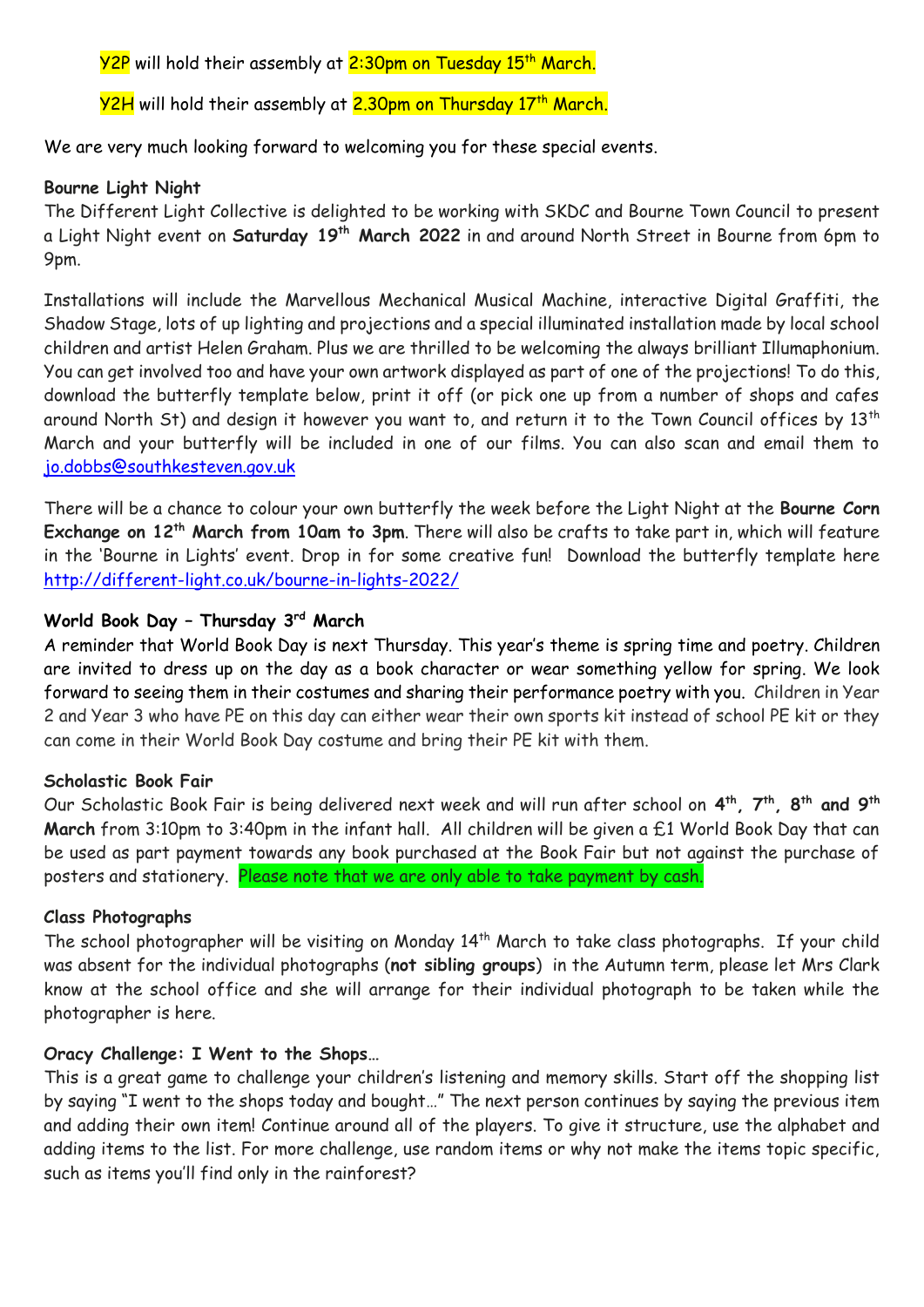Y2P will hold their assembly at 2:30pm on Tuesday 15th March.

Y2H will hold their assembly at 2.30pm on Thursday 17th March.

We are very much looking forward to welcoming you for these special events.

**Bourne Light Night**

The Different Light Collective is delighted to be working with SKDC and Bourne Town Council to present a Light Night event on **Saturday 19th March 2022** in and around North Street in Bourne from 6pm to 9pm.

Installations will include the Marvellous Mechanical Musical Machine, interactive Digital Graffiti, the Shadow Stage, lots of up lighting and projections and a special illuminated installation made by local school children and artist Helen Graham. Plus we are thrilled to be welcoming the always brilliant Illumaphonium. You can get involved too and have your own artwork displayed as part of one of the projections! To do this, download the butterfly template below, print it off (or pick one up from a number of shops and cafes around North St) and design it however you want to, and return it to the Town Council offices by 13th March and your butterfly will be included in one of our films. You can also scan and email them to jo.dobbs@southkesteven.gov.uk

There will be a chance to colour your own butterfly the week before the Light Night at the **Bourne Corn Exchange on 12th March from 10am to 3pm**. There will also be crafts to take part in, which will feature in the 'Bourne in Lights' event. Drop in for some creative fun! Download the butterfly template here http://different-light.co.uk/bourne-in-lights-2022/

**World Book Day – Thursday 3rd March**

A reminder that World Book Day is next Thursday. This year's theme is spring time and poetry. Children are invited to dress up on the day as a book character or wear something yellow for spring. We look forward to seeing them in their costumes and sharing their performance poetry with you. Children in Year 2 and Year 3 who have PE on this day can either wear their own sports kit instead of school PE kit or they can come in their World Book Day costume and bring their PE kit with them.

**Scholastic Book Fair**

Our Scholastic Book Fair is being delivered next week and will run after school on **4th, 7th, 8th and 9th March** from 3:10pm to 3:40pm in the infant hall. All children will be given a £1 World Book Day that can be used as part payment towards any book purchased at the Book Fair but not against the purchase of posters and stationery. Please note that we are only able to take payment by cash.

**Class Photographs**

The school photographer will be visiting on Monday 14th March to take class photographs. If your child was absent for the individual photographs (**not sibling groups**) in the Autumn term, please let Mrs Clark know at the school office and she will arrange for their individual photograph to be taken while the photographer is here.

**Oracy Challenge: I Went to the Shops…**

This is a great game to challenge your children's listening and memory skills. Start off the shopping list by saying "I went to the shops today and bought…" The next person continues by saying the previous item and adding their own item! Continue around all of the players. To give it structure, use the alphabet and adding items to the list. For more challenge, use random items or why not make the items topic specific, such as items you'll find only in the rainforest?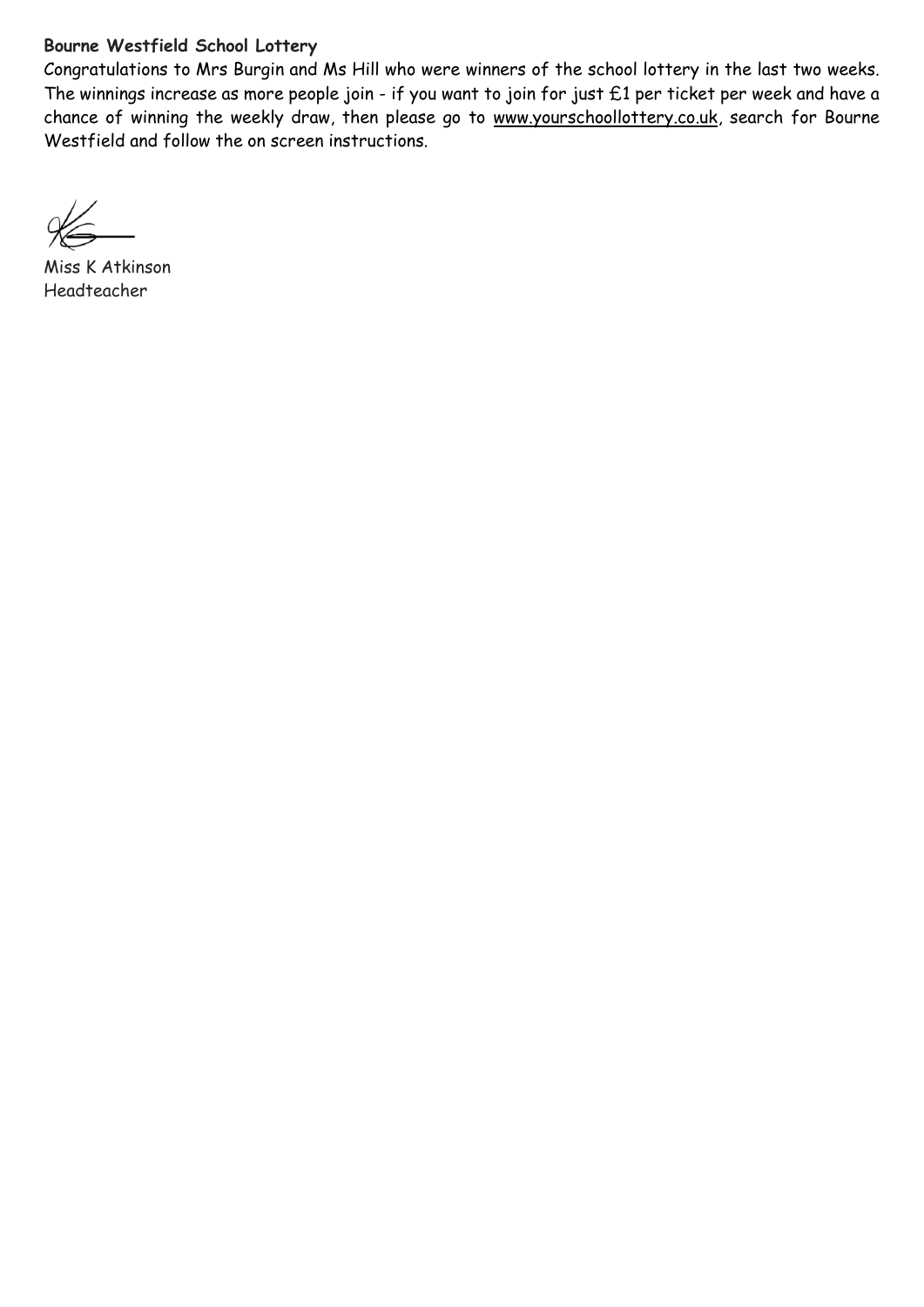**Bourne Westfield School Lottery**

Congratulations to Mrs Burgin and Ms Hill who were winners of the school lottery in the last two weeks. The winnings increase as more people join - if you want to join for just £1 per ticket per week and have a chance of winning the weekly draw, then please go to www.yourschoollottery.co.uk, search for Bourne Westfield and follow the on screen instructions.

Miss K Atkinson
Headteacher